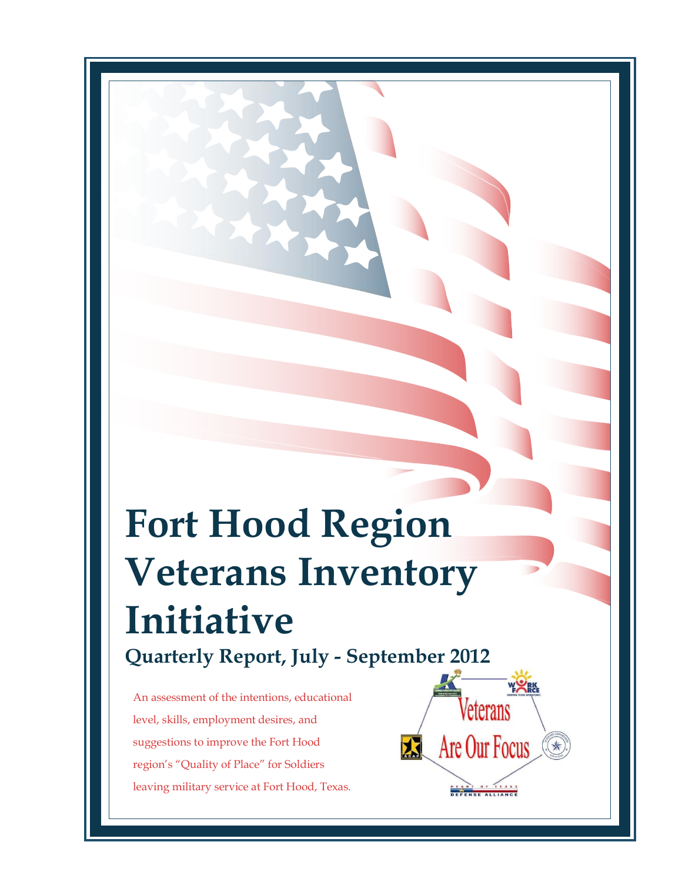# Fort Hood Region Veterans Inventory Initiative

## Quarterly Report, July - September 2012

An assessment of the intentions, educational level, skills, employment desires, and suggestions to improve the Fort Hood region's "Quality of Place" for Soldiers leaving military service at Fort Hood, Texas.

Veterans Are Our Focus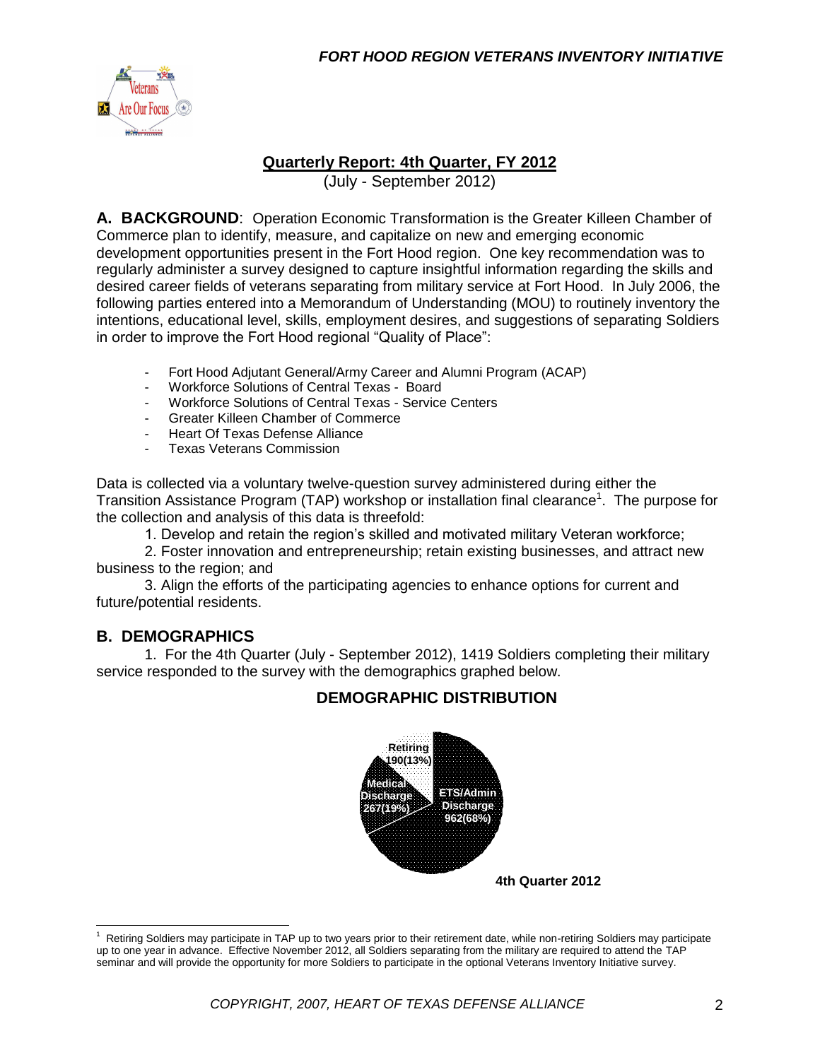## Quarterly Report: 4th Quarter, FY 2012

(July - September 2012)

**A. BACKGROUND**: Operation Economic Transformation is the Greater Killeen Chamber of Commerce plan to identify, measure, and capitalize on new and emerging economic development opportunities present in the Fort Hood region. One key recommendation was to regularly administer a survey designed to capture insightful information regarding the skills and desired career fields of veterans separating from military service at Fort Hood. In July 2006, the following parties entered into a Memorandum of Understanding (MOU) to routinely inventory the intentions, educational level, skills, employment desires, and suggestions of separating Soldiers in order to improve the Fort Hood regional "Quality of Place":

- Fort Hood Adjutant General/Army Career and Alumni Program (ACAP)
- Workforce Solutions of Central Texas - Board
- Workforce Solutions of Central Texas - Service Centers
- Greater Killeen Chamber of Commerce
- Heart Of Texas Defense Alliance
- Texas Veterans Commission

Data is collected via a voluntary twelve-question survey administered during either the Transition Assistance Program (TAP) workshop or installation final clearance[1]. The purpose for the collection and analysis of this data is threefold:

1. Develop and retain the region's skilled and motivated military Veteran workforce;
2. Foster innovation and entrepreneurship; retain existing businesses, and attract new business to the region; and
3. Align the efforts of the participating agencies to enhance options for current and future/potential residents.

## B. DEMOGRAPHICS

1. For the 4th Quarter (July - September 2012), 1419 Soldiers completing their military service responded to the survey with the demographics graphed below.

### DEMOGRAPHIC DISTRIBUTION

| Category | Count (%) |
|---|---|
| Retiring | 190(13%) |
| Medical Discharge | 267(19%) |
| ETS/Admin Discharge | 962(68%) |

4th Quarter 2012

[1] Retiring Soldiers may participate in TAP up to two years prior to their retirement date, while non-retiring Soldiers may participate up to one year in advance. Effective November 2012, all Soldiers separating from the military are required to attend the TAP seminar and will provide the opportunity for more Soldiers to participate in the optional Veterans Inventory Initiative survey.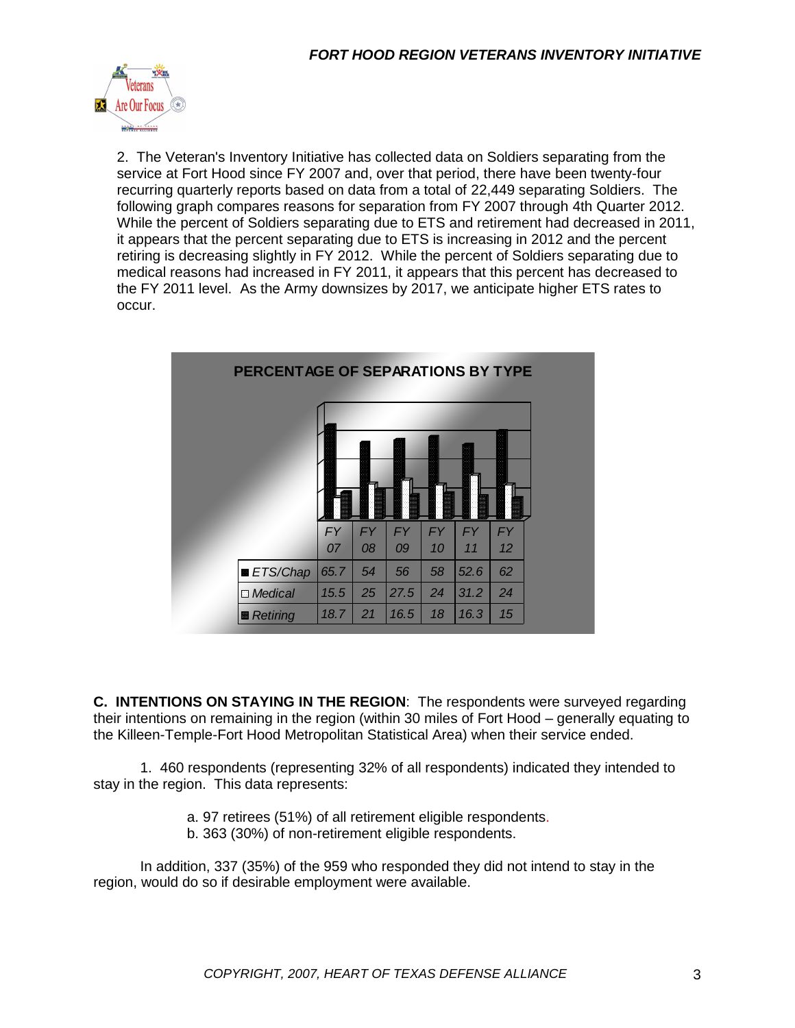2. The Veteran's Inventory Initiative has collected data on Soldiers separating from the service at Fort Hood since FY 2007 and, over that period, there have been twenty-four recurring quarterly reports based on data from a total of 22,449 separating Soldiers. The following graph compares reasons for separation from FY 2007 through 4th Quarter 2012. While the percent of Soldiers separating due to ETS and retirement had decreased in 2011, it appears that the percent separating due to ETS is increasing in 2012 and the percent retiring is decreasing slightly in FY 2012. While the percent of Soldiers separating due to medical reasons had increased in FY 2011, it appears that this percent has decreased to the FY 2011 level. As the Army downsizes by 2017, we anticipate higher ETS rates to occur.

**PERCENTAGE OF SEPARATIONS BY TYPE**

| | FY 07 | FY 08 | FY 09 | FY 10 | FY 11 | FY 12 |
|---|---|---|---|---|---|---|
| ETS/Chap | 65.7 | 54 | 56 | 58 | 52.6 | 62 |
| Medical | 15.5 | 25 | 27.5 | 24 | 31.2 | 24 |
| Retiring | 18.7 | 21 | 16.5 | 18 | 16.3 | 15 |

**C. INTENTIONS ON STAYING IN THE REGION**: The respondents were surveyed regarding their intentions on remaining in the region (within 30 miles of Fort Hood – generally equating to the Killeen-Temple-Fort Hood Metropolitan Statistical Area) when their service ended.

1. 460 respondents (representing 32% of all respondents) indicated they intended to stay in the region. This data represents:

a. 97 retirees (51%) of all retirement eligible respondents.
b. 363 (30%) of non-retirement eligible respondents.

In addition, 337 (35%) of the 959 who responded they did not intend to stay in the region, would do so if desirable employment were available.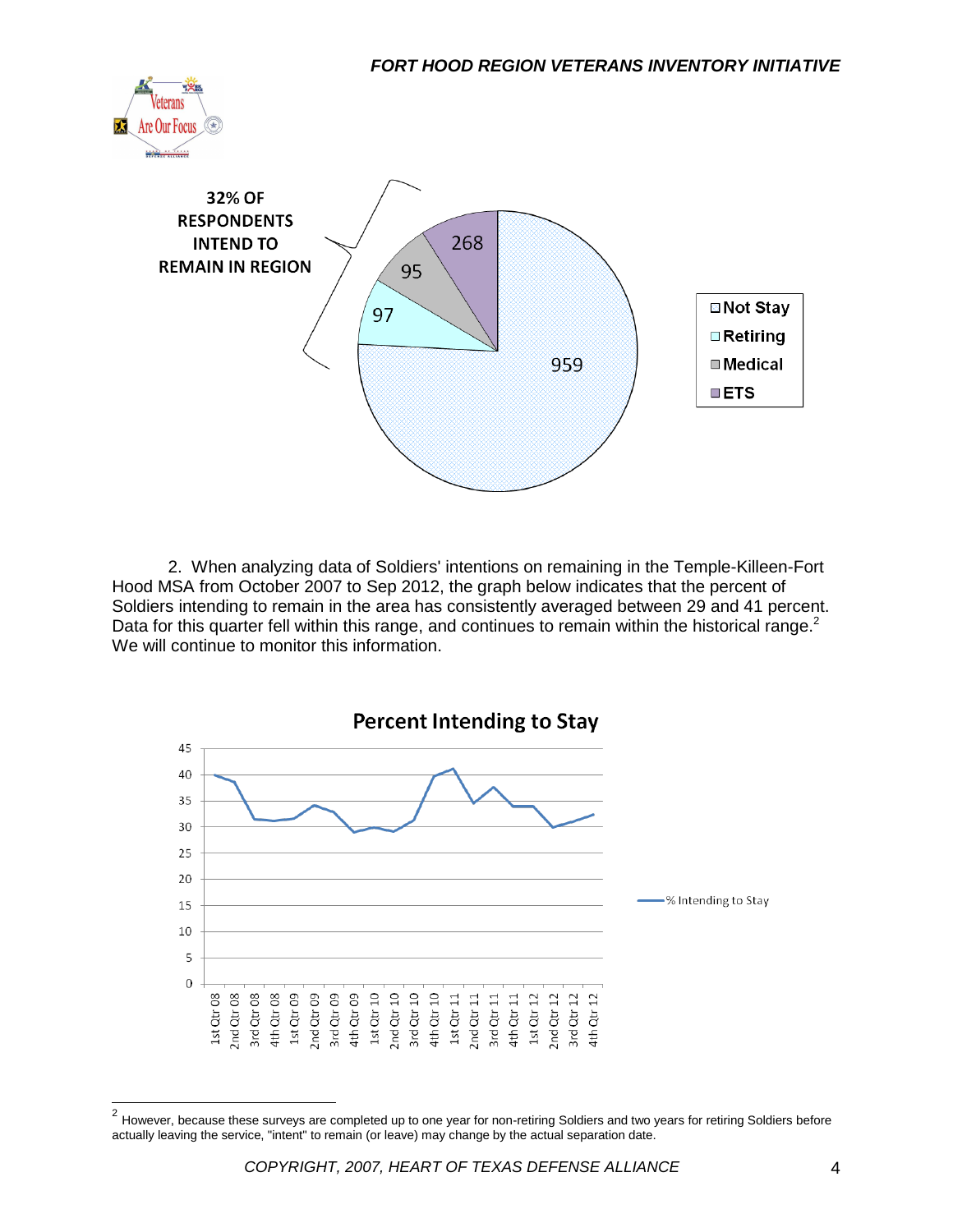32% OF RESPONDENTS INTEND TO REMAIN IN REGION

| Category | Count |
|---|---|
| Not Stay | 959 |
| Retiring | 97 |
| Medical | 95 |
| ETS | 268 |

2. When analyzing data of Soldiers' intentions on remaining in the Temple-Killeen-Fort Hood MSA from October 2007 to Sep 2012, the graph below indicates that the percent of Soldiers intending to remain in the area has consistently averaged between 29 and 41 percent. Data for this quarter fell within this range, and continues to remain within the historical range.[2] We will continue to monitor this information.

**Percent Intending to Stay**

Legend: % Intending to Stay

Quarters: 1st Qtr 08 through 4th Qtr 12

[2] However, because these surveys are completed up to one year for non-retiring Soldiers and two years for retiring Soldiers before actually leaving the service, "intent" to remain (or leave) may change by the actual separation date.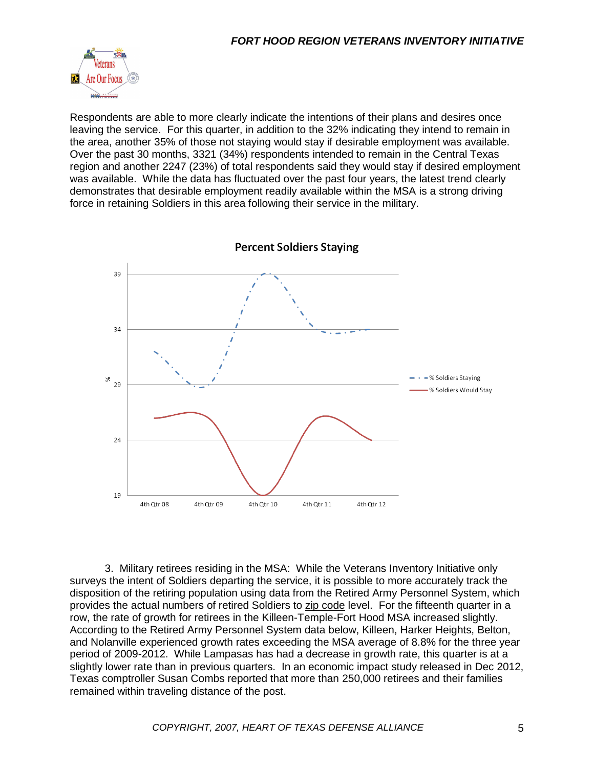Respondents are able to more clearly indicate the intentions of their plans and desires once leaving the service. For this quarter, in addition to the 32% indicating they intend to remain in the area, another 35% of those not staying would stay if desirable employment was available. Over the past 30 months, 3321 (34%) respondents intended to remain in the Central Texas region and another 2247 (23%) of total respondents said they would stay if desired employment was available. While the data has fluctuated over the past four years, the latest trend clearly demonstrates that desirable employment readily available within the MSA is a strong driving force in retaining Soldiers in this area following their service in the military.

**Percent Soldiers Staying**

3. Military retirees residing in the MSA: While the Veterans Inventory Initiative only surveys the intent of Soldiers departing the service, it is possible to more accurately track the disposition of the retiring population using data from the Retired Army Personnel System, which provides the actual numbers of retired Soldiers to zip code level. For the fifteenth quarter in a row, the rate of growth for retirees in the Killeen-Temple-Fort Hood MSA increased slightly. According to the Retired Army Personnel System data below, Killeen, Harker Heights, Belton, and Nolanville experienced growth rates exceeding the MSA average of 8.8% for the three year period of 2009-2012. While Lampasas has had a decrease in growth rate, this quarter is at a slightly lower rate than in previous quarters. In an economic impact study released in Dec 2012, Texas comptroller Susan Combs reported that more than 250,000 retirees and their families remained within traveling distance of the post.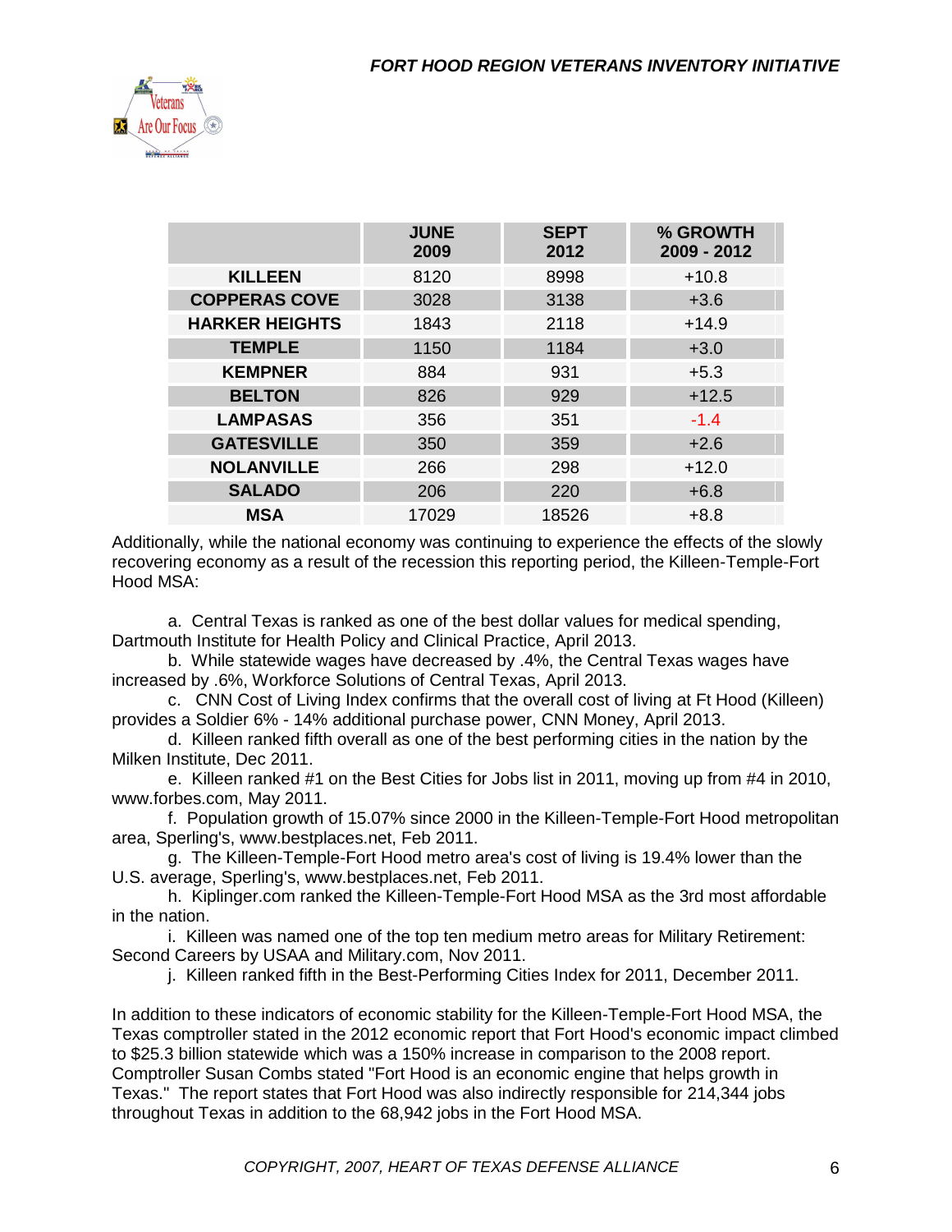| | JUNE 2009 | SEPT 2012 | % GROWTH 2009 - 2012 |
|---|---|---|---|
| **KILLEEN** | 8120 | 8998 | +10.8 |
| **COPPERAS COVE** | 3028 | 3138 | +3.6 |
| **HARKER HEIGHTS** | 1843 | 2118 | +14.9 |
| **TEMPLE** | 1150 | 1184 | +3.0 |
| **KEMPNER** | 884 | 931 | +5.3 |
| **BELTON** | 826 | 929 | +12.5 |
| **LAMPASAS** | 356 | 351 | -1.4 |
| **GATESVILLE** | 350 | 359 | +2.6 |
| **NOLANVILLE** | 266 | 298 | +12.0 |
| **SALADO** | 206 | 220 | +6.8 |
| **MSA** | 17029 | 18526 | +8.8 |

Additionally, while the national economy was continuing to experience the effects of the slowly recovering economy as a result of the recession this reporting period, the Killeen-Temple-Fort Hood MSA:

a. Central Texas is ranked as one of the best dollar values for medical spending, Dartmouth Institute for Health Policy and Clinical Practice, April 2013.

b. While statewide wages have decreased by .4%, the Central Texas wages have increased by .6%, Workforce Solutions of Central Texas, April 2013.

c. CNN Cost of Living Index confirms that the overall cost of living at Ft Hood (Killeen) provides a Soldier 6% - 14% additional purchase power, CNN Money, April 2013.

d. Killeen ranked fifth overall as one of the best performing cities in the nation by the Milken Institute, Dec 2011.

e. Killeen ranked #1 on the Best Cities for Jobs list in 2011, moving up from #4 in 2010, www.forbes.com, May 2011.

f. Population growth of 15.07% since 2000 in the Killeen-Temple-Fort Hood metropolitan area, Sperling's, www.bestplaces.net, Feb 2011.

g. The Killeen-Temple-Fort Hood metro area's cost of living is 19.4% lower than the U.S. average, Sperling's, www.bestplaces.net, Feb 2011.

h. Kiplinger.com ranked the Killeen-Temple-Fort Hood MSA as the 3rd most affordable in the nation.

i. Killeen was named one of the top ten medium metro areas for Military Retirement: Second Careers by USAA and Military.com, Nov 2011.

j. Killeen ranked fifth in the Best-Performing Cities Index for 2011, December 2011.

In addition to these indicators of economic stability for the Killeen-Temple-Fort Hood MSA, the Texas comptroller stated in the 2012 economic report that Fort Hood's economic impact climbed to $25.3 billion statewide which was a 150% increase in comparison to the 2008 report. Comptroller Susan Combs stated "Fort Hood is an economic engine that helps growth in Texas." The report states that Fort Hood was also indirectly responsible for 214,344 jobs throughout Texas in addition to the 68,942 jobs in the Fort Hood MSA.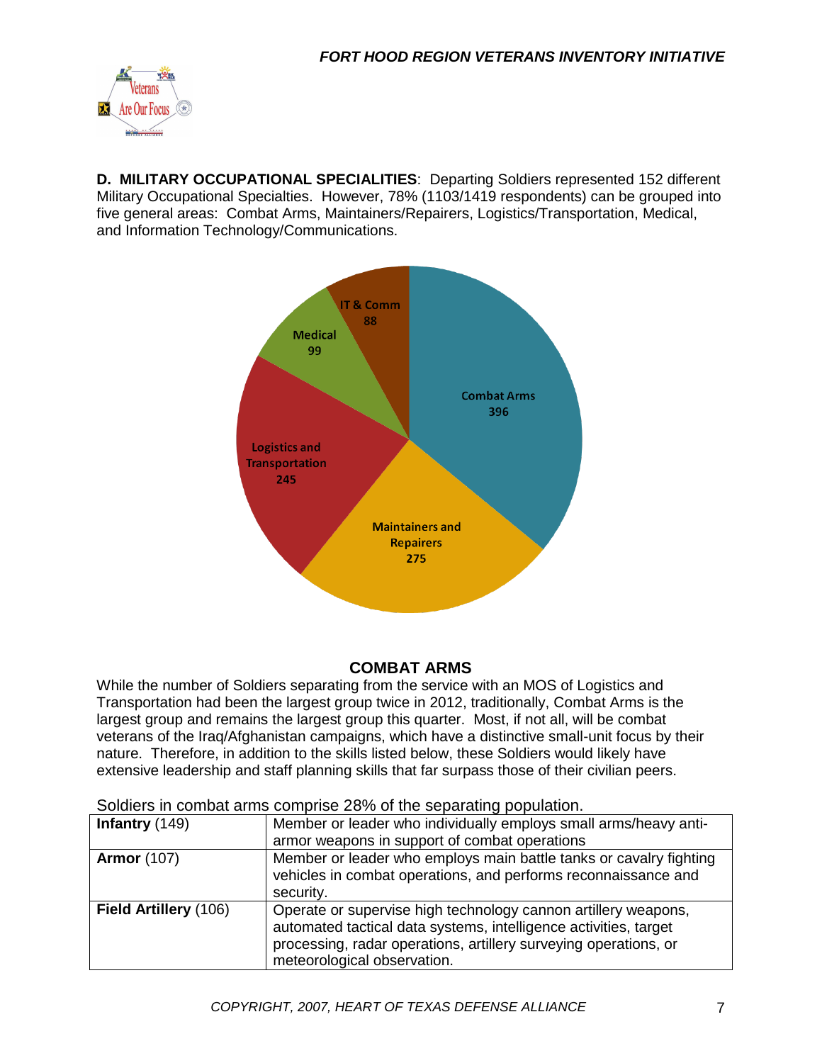**D. MILITARY OCCUPATIONAL SPECIALITIES**: Departing Soldiers represented 152 different Military Occupational Specialties. However, 78% (1103/1419 respondents) can be grouped into five general areas: Combat Arms, Maintainers/Repairers, Logistics/Transportation, Medical, and Information Technology/Communications.

## COMBAT ARMS

While the number of Soldiers separating from the service with an MOS of Logistics and Transportation had been the largest group twice in 2012, traditionally, Combat Arms is the largest group and remains the largest group this quarter. Most, if not all, will be combat veterans of the Iraq/Afghanistan campaigns, which have a distinctive small-unit focus by their nature. Therefore, in addition to the skills listed below, these Soldiers would likely have extensive leadership and staff planning skills that far surpass those of their civilian peers.

Soldiers in combat arms comprise 28% of the separating population.

| | |
|---|---|
| **Infantry** (149) | Member or leader who individually employs small arms/heavy anti-armor weapons in support of combat operations |
| **Armor** (107) | Member or leader who employs main battle tanks or cavalry fighting vehicles in combat operations, and performs reconnaissance and security. |
| **Field Artillery** (106) | Operate or supervise high technology cannon artillery weapons, automated tactical data systems, intelligence activities, target processing, radar operations, artillery surveying operations, or meteorological observation. |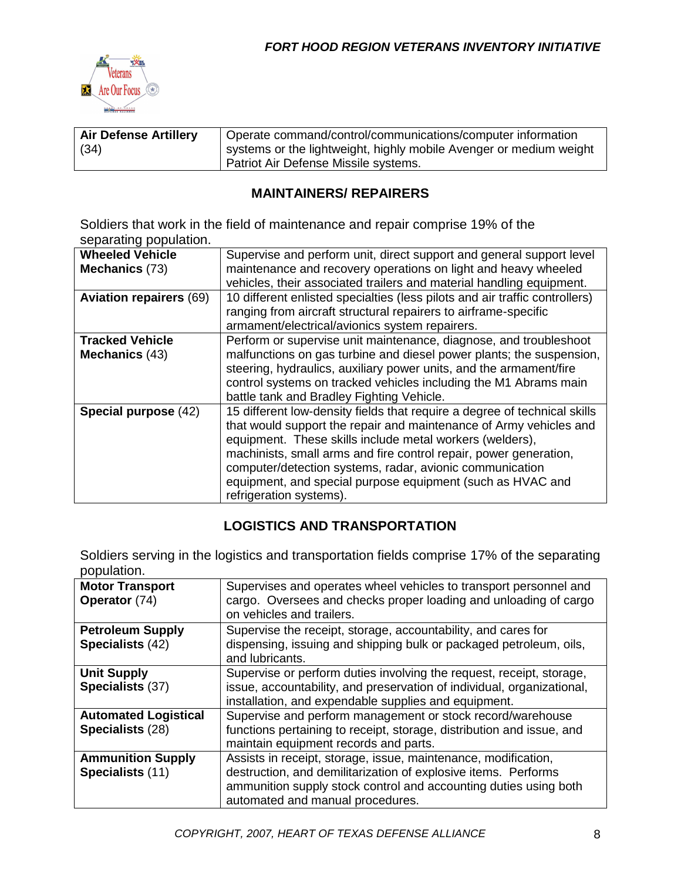| **Air Defense Artillery** (34) | Operate command/control/communications/computer information systems or the lightweight, highly mobile Avenger or medium weight Patriot Air Defense Missile systems. |
|---|---|

## MAINTAINERS/ REPAIRERS

Soldiers that work in the field of maintenance and repair comprise 19% of the separating population.

| **Wheeled Vehicle Mechanics** (73) | Supervise and perform unit, direct support and general support level maintenance and recovery operations on light and heavy wheeled vehicles, their associated trailers and material handling equipment. |
|---|---|
| **Aviation repairers** (69) | 10 different enlisted specialties (less pilots and air traffic controllers) ranging from aircraft structural repairers to airframe-specific armament/electrical/avionics system repairers. |
| **Tracked Vehicle Mechanics** (43) | Perform or supervise unit maintenance, diagnose, and troubleshoot malfunctions on gas turbine and diesel power plants; the suspension, steering, hydraulics, auxiliary power units, and the armament/fire control systems on tracked vehicles including the M1 Abrams main battle tank and Bradley Fighting Vehicle. |
| **Special purpose** (42) | 15 different low-density fields that require a degree of technical skills that would support the repair and maintenance of Army vehicles and equipment. These skills include metal workers (welders), machinists, small arms and fire control repair, power generation, computer/detection systems, radar, avionic communication equipment, and special purpose equipment (such as HVAC and refrigeration systems). |

## LOGISTICS AND TRANSPORTATION

Soldiers serving in the logistics and transportation fields comprise 17% of the separating population.

| **Motor Transport Operator** (74) | Supervises and operates wheel vehicles to transport personnel and cargo. Oversees and checks proper loading and unloading of cargo on vehicles and trailers. |
|---|---|
| **Petroleum Supply Specialists** (42) | Supervise the receipt, storage, accountability, and cares for dispensing, issuing and shipping bulk or packaged petroleum, oils, and lubricants. |
| **Unit Supply Specialists** (37) | Supervise or perform duties involving the request, receipt, storage, issue, accountability, and preservation of individual, organizational, installation, and expendable supplies and equipment. |
| **Automated Logistical Specialists** (28) | Supervise and perform management or stock record/warehouse functions pertaining to receipt, storage, distribution and issue, and maintain equipment records and parts. |
| **Ammunition Supply Specialists** (11) | Assists in receipt, storage, issue, maintenance, modification, destruction, and demilitarization of explosive items. Performs ammunition supply stock control and accounting duties using both automated and manual procedures. |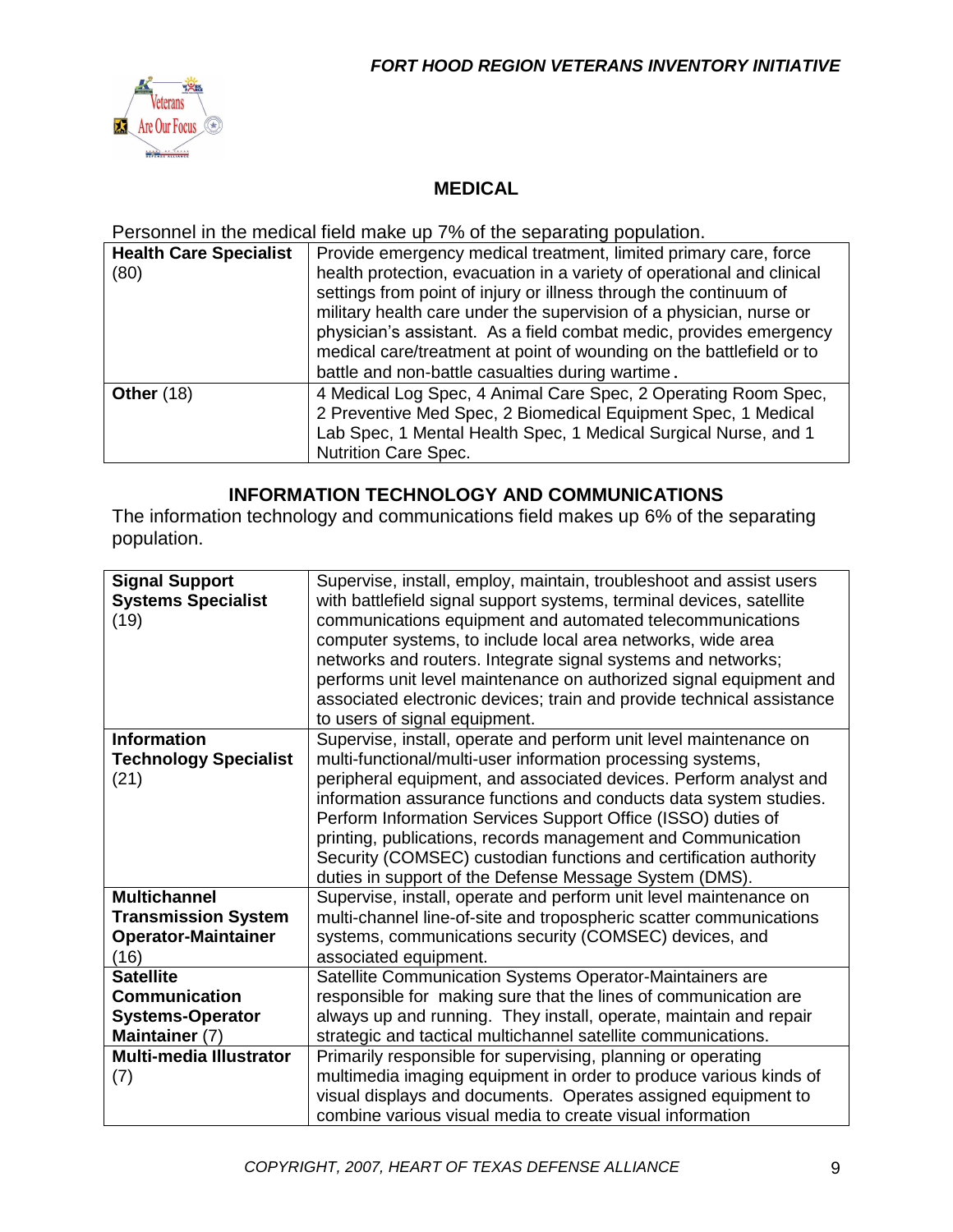## MEDICAL

Personnel in the medical field make up 7% of the separating population.

| | |
|---|---|
| **Health Care Specialist** (80) | Provide emergency medical treatment, limited primary care, force health protection, evacuation in a variety of operational and clinical settings from point of injury or illness through the continuum of military health care under the supervision of a physician, nurse or physician's assistant. As a field combat medic, provides emergency medical care/treatment at point of wounding on the battlefield or to battle and non-battle casualties during wartime. |
| **Other** (18) | 4 Medical Log Spec, 4 Animal Care Spec, 2 Operating Room Spec, 2 Preventive Med Spec, 2 Biomedical Equipment Spec, 1 Medical Lab Spec, 1 Mental Health Spec, 1 Medical Surgical Nurse, and 1 Nutrition Care Spec. |

## INFORMATION TECHNOLOGY AND COMMUNICATIONS

The information technology and communications field makes up 6% of the separating population.

| | |
|---|---|
| **Signal Support Systems Specialist** (19) | Supervise, install, employ, maintain, troubleshoot and assist users with battlefield signal support systems, terminal devices, satellite communications equipment and automated telecommunications computer systems, to include local area networks, wide area networks and routers. Integrate signal systems and networks; performs unit level maintenance on authorized signal equipment and associated electronic devices; train and provide technical assistance to users of signal equipment. |
| **Information Technology Specialist** (21) | Supervise, install, operate and perform unit level maintenance on multi-functional/multi-user information processing systems, peripheral equipment, and associated devices. Perform analyst and information assurance functions and conducts data system studies. Perform Information Services Support Office (ISSO) duties of printing, publications, records management and Communication Security (COMSEC) custodian functions and certification authority duties in support of the Defense Message System (DMS). |
| **Multichannel Transmission System Operator-Maintainer** (16) | Supervise, install, operate and perform unit level maintenance on multi-channel line-of-site and tropospheric scatter communications systems, communications security (COMSEC) devices, and associated equipment. |
| **Satellite Communication Systems-Operator Maintainer** (7) | Satellite Communication Systems Operator-Maintainers are responsible for making sure that the lines of communication are always up and running. They install, operate, maintain and repair strategic and tactical multichannel satellite communications. |
| **Multi-media Illustrator** (7) | Primarily responsible for supervising, planning or operating multimedia imaging equipment in order to produce various kinds of visual displays and documents. Operates assigned equipment to combine various visual media to create visual information |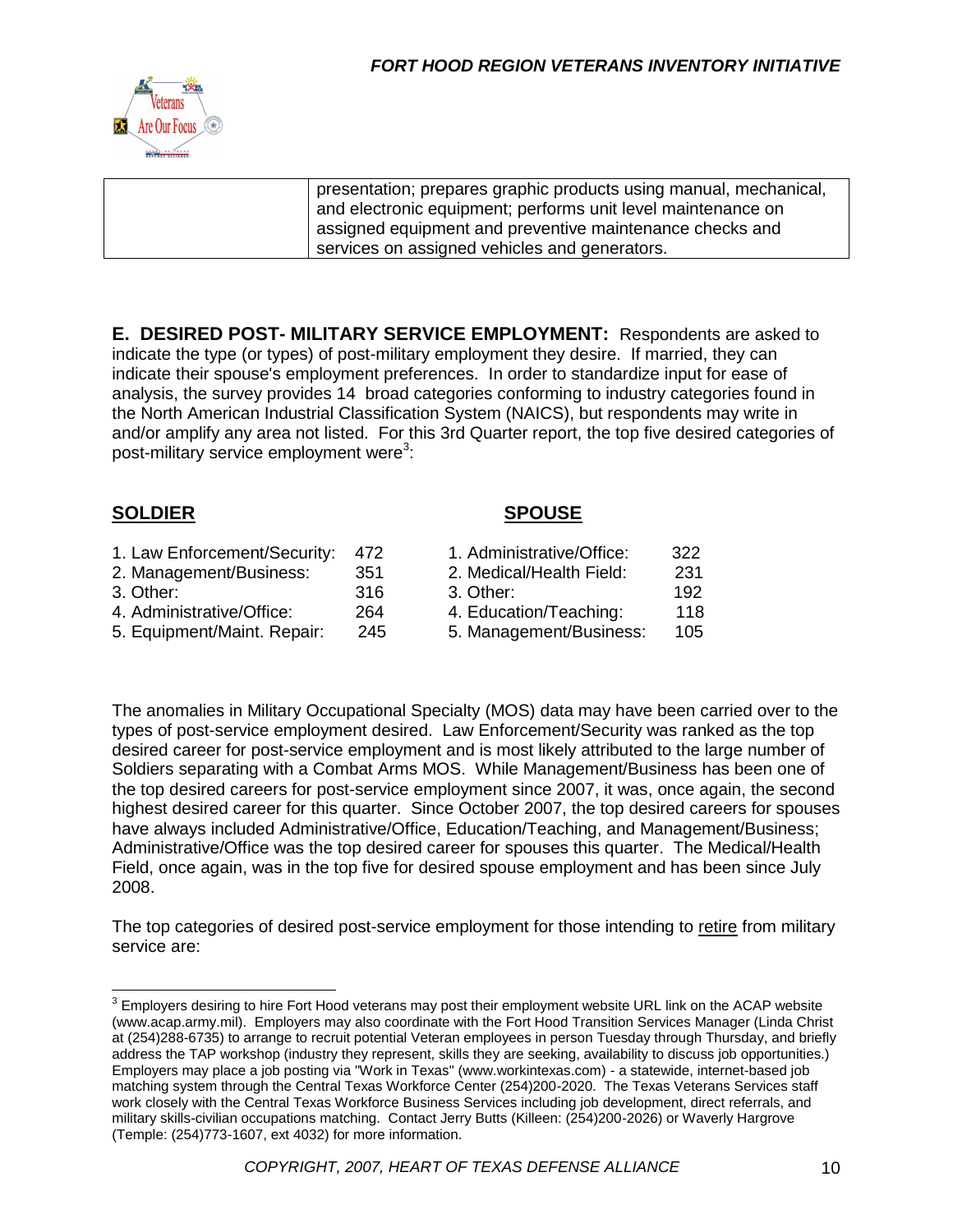| | presentation; prepares graphic products using manual, mechanical, and electronic equipment; performs unit level maintenance on assigned equipment and preventive maintenance checks and services on assigned vehicles and generators. |
|---|---|

**E. DESIRED POST- MILITARY SERVICE EMPLOYMENT:** Respondents are asked to indicate the type (or types) of post-military employment they desire. If married, they can indicate their spouse's employment preferences. In order to standardize input for ease of analysis, the survey provides 14 broad categories conforming to industry categories found in the North American Industrial Classification System (NAICS), but respondents may write in and/or amplify any area not listed. For this 3rd Quarter report, the top five desired categories of post-military service employment were[3]:

**SOLDIER**

1. Law Enforcement/Security: 472
2. Management/Business: 351
3. Other: 316
4. Administrative/Office: 264
5. Equipment/Maint. Repair: 245

**SPOUSE**

1. Administrative/Office: 322
2. Medical/Health Field: 231
3. Other: 192
4. Education/Teaching: 118
5. Management/Business: 105

The anomalies in Military Occupational Specialty (MOS) data may have been carried over to the types of post-service employment desired. Law Enforcement/Security was ranked as the top desired career for post-service employment and is most likely attributed to the large number of Soldiers separating with a Combat Arms MOS. While Management/Business has been one of the top desired careers for post-service employment since 2007, it was, once again, the second highest desired career for this quarter. Since October 2007, the top desired careers for spouses have always included Administrative/Office, Education/Teaching, and Management/Business; Administrative/Office was the top desired career for spouses this quarter. The Medical/Health Field, once again, was in the top five for desired spouse employment and has been since July 2008.

The top categories of desired post-service employment for those intending to retire from military service are:

[3] Employers desiring to hire Fort Hood veterans may post their employment website URL link on the ACAP website (www.acap.army.mil). Employers may also coordinate with the Fort Hood Transition Services Manager (Linda Christ at (254)288-6735) to arrange to recruit potential Veteran employees in person Tuesday through Thursday, and briefly address the TAP workshop (industry they represent, skills they are seeking, availability to discuss job opportunities.) Employers may place a job posting via "Work in Texas" (www.workintexas.com) - a statewide, internet-based job matching system through the Central Texas Workforce Center (254)200-2020. The Texas Veterans Services staff work closely with the Central Texas Workforce Business Services including job development, direct referrals, and military skills-civilian occupations matching. Contact Jerry Butts (Killeen: (254)200-2026) or Waverly Hargrove (Temple: (254)773-1607, ext 4032) for more information.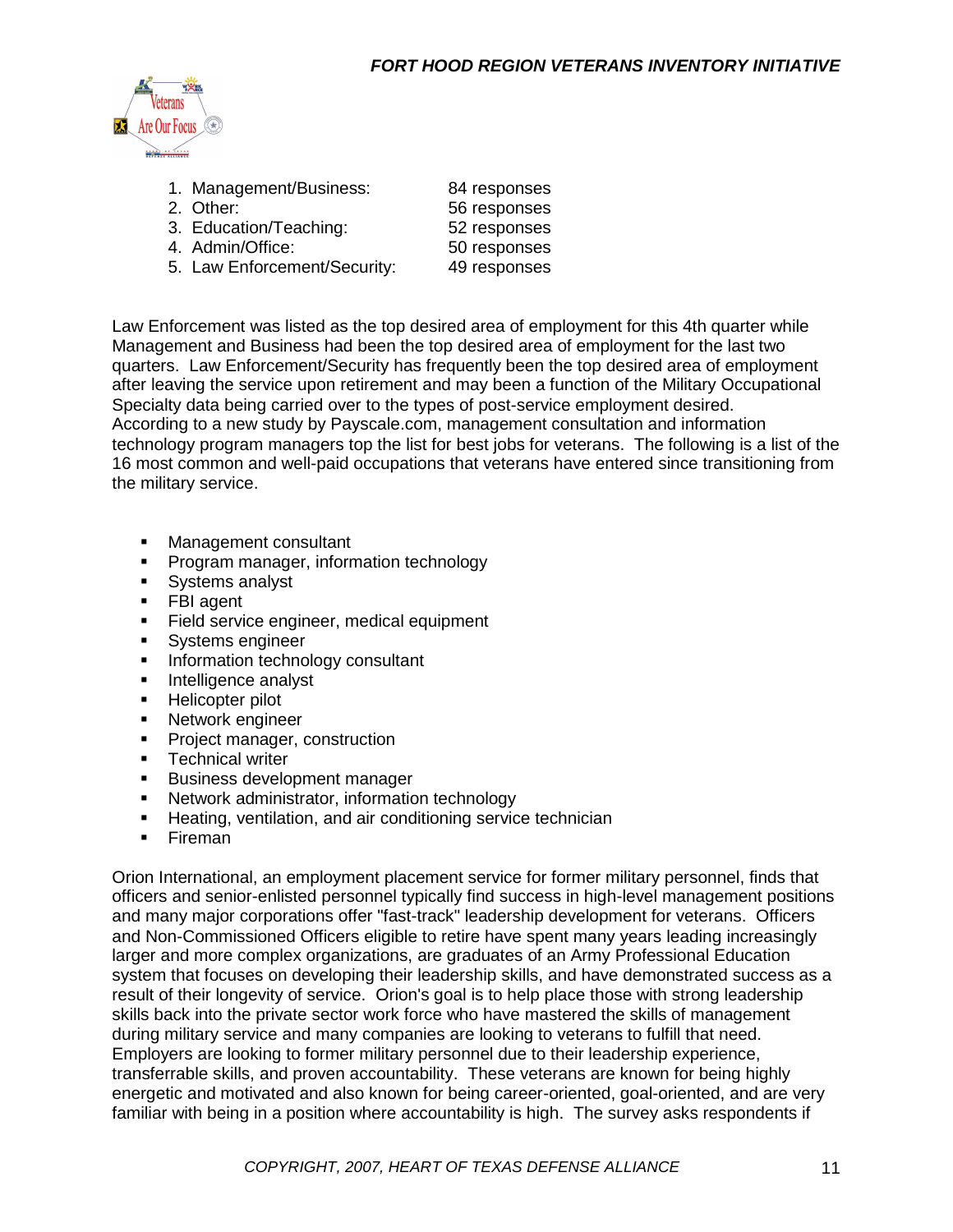1. Management/Business: 84 responses
2. Other: 56 responses
3. Education/Teaching: 52 responses
4. Admin/Office: 50 responses
5. Law Enforcement/Security: 49 responses

Law Enforcement was listed as the top desired area of employment for this 4th quarter while Management and Business had been the top desired area of employment for the last two quarters. Law Enforcement/Security has frequently been the top desired area of employment after leaving the service upon retirement and may been a function of the Military Occupational Specialty data being carried over to the types of post-service employment desired. According to a new study by Payscale.com, management consultation and information technology program managers top the list for best jobs for veterans. The following is a list of the 16 most common and well-paid occupations that veterans have entered since transitioning from the military service.

- Management consultant
- Program manager, information technology
- Systems analyst
- FBI agent
- Field service engineer, medical equipment
- Systems engineer
- Information technology consultant
- Intelligence analyst
- Helicopter pilot
- Network engineer
- Project manager, construction
- Technical writer
- Business development manager
- Network administrator, information technology
- Heating, ventilation, and air conditioning service technician
- Fireman

Orion International, an employment placement service for former military personnel, finds that officers and senior-enlisted personnel typically find success in high-level management positions and many major corporations offer "fast-track" leadership development for veterans. Officers and Non-Commissioned Officers eligible to retire have spent many years leading increasingly larger and more complex organizations, are graduates of an Army Professional Education system that focuses on developing their leadership skills, and have demonstrated success as a result of their longevity of service. Orion's goal is to help place those with strong leadership skills back into the private sector work force who have mastered the skills of management during military service and many companies are looking to veterans to fulfill that need. Employers are looking to former military personnel due to their leadership experience, transferrable skills, and proven accountability. These veterans are known for being highly energetic and motivated and also known for being career-oriented, goal-oriented, and are very familiar with being in a position where accountability is high. The survey asks respondents if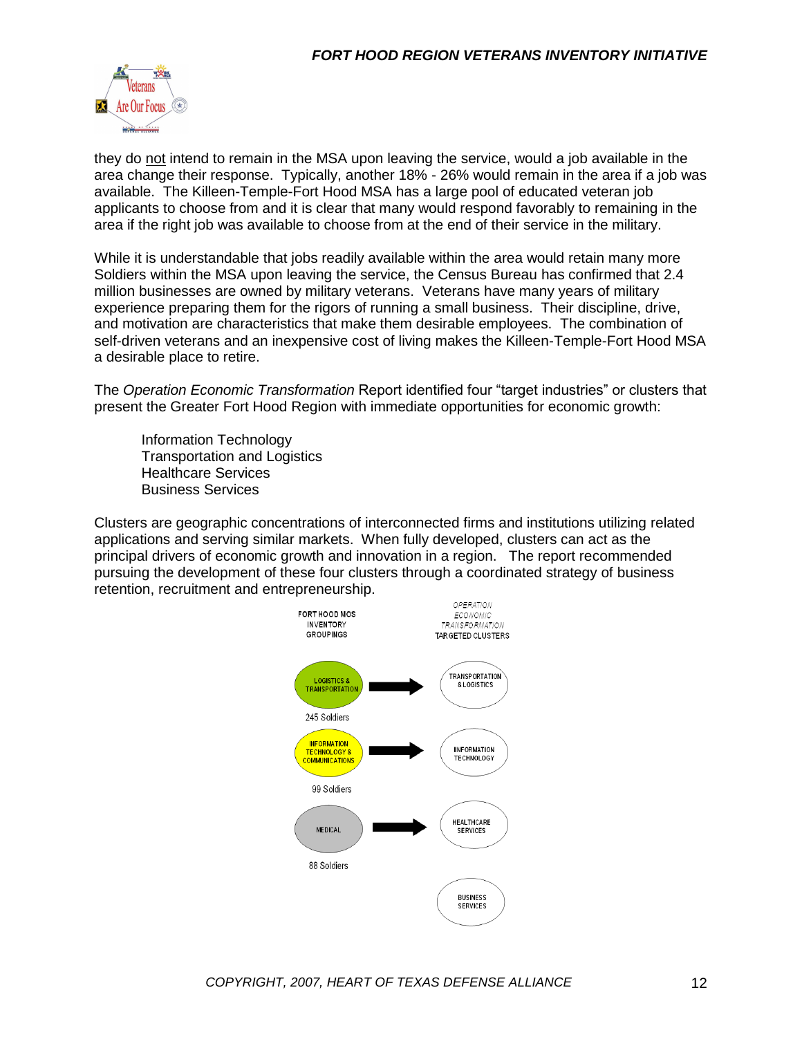they do <u>not</u> intend to remain in the MSA upon leaving the service, would a job available in the area change their response. Typically, another 18% - 26% would remain in the area if a job was available. The Killeen-Temple-Fort Hood MSA has a large pool of educated veteran job applicants to choose from and it is clear that many would respond favorably to remaining in the area if the right job was available to choose from at the end of their service in the military.

While it is understandable that jobs readily available within the area would retain many more Soldiers within the MSA upon leaving the service, the Census Bureau has confirmed that 2.4 million businesses are owned by military veterans. Veterans have many years of military experience preparing them for the rigors of running a small business. Their discipline, drive, and motivation are characteristics that make them desirable employees. The combination of self-driven veterans and an inexpensive cost of living makes the Killeen-Temple-Fort Hood MSA a desirable place to retire.

The *Operation Economic Transformation* Report identified four "target industries" or clusters that present the Greater Fort Hood Region with immediate opportunities for economic growth:

Information Technology
Transportation and Logistics
Healthcare Services
Business Services

Clusters are geographic concentrations of interconnected firms and institutions utilizing related applications and serving similar markets. When fully developed, clusters can act as the principal drivers of economic growth and innovation in a region. The report recommended pursuing the development of these four clusters through a coordinated strategy of business retention, recruitment and entrepreneurship.

| FORT HOOD MOS INVENTORY GROUPINGS | | *OPERATION ECONOMIC TRANSFORMATION* TARGETED CLUSTERS |
|---|---|---|
| LOGISTICS & TRANSPORTATION (245 Soldiers) | → | TRANSPORTATION & LOGISTICS |
| INFORMATION TECHNOLOGY & COMMUNICATIONS (99 Soldiers) | → | INFORMATION TECHNOLOGY |
| MEDICAL (88 Soldiers) | → | HEALTHCARE SERVICES |
| | | BUSINESS SERVICES |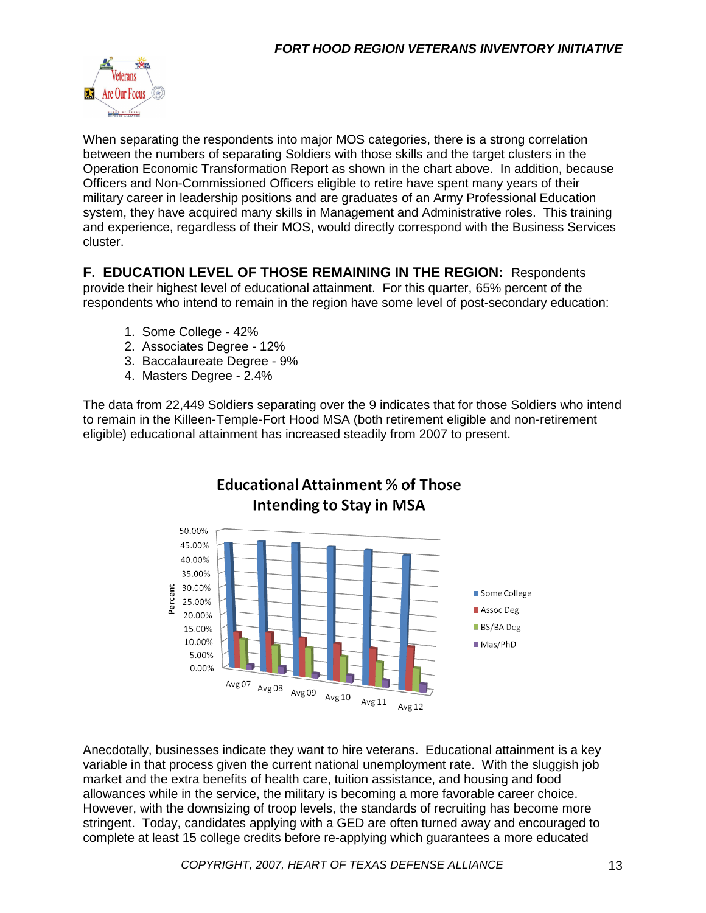When separating the respondents into major MOS categories, there is a strong correlation between the numbers of separating Soldiers with those skills and the target clusters in the Operation Economic Transformation Report as shown in the chart above. In addition, because Officers and Non-Commissioned Officers eligible to retire have spent many years of their military career in leadership positions and are graduates of an Army Professional Education system, they have acquired many skills in Management and Administrative roles. This training and experience, regardless of their MOS, would directly correspond with the Business Services cluster.

**F. EDUCATION LEVEL OF THOSE REMAINING IN THE REGION:** Respondents provide their highest level of educational attainment. For this quarter, 65% percent of the respondents who intend to remain in the region have some level of post-secondary education:

1. Some College - 42%
2. Associates Degree - 12%
3. Baccalaureate Degree - 9%
4. Masters Degree - 2.4%

The data from 22,449 Soldiers separating over the 9 indicates that for those Soldiers who intend to remain in the Killeen-Temple-Fort Hood MSA (both retirement eligible and non-retirement eligible) educational attainment has increased steadily from 2007 to present.

**Educational Attainment % of Those Intending to Stay in MSA**

Anecdotally, businesses indicate they want to hire veterans. Educational attainment is a key variable in that process given the current national unemployment rate. With the sluggish job market and the extra benefits of health care, tuition assistance, and housing and food allowances while in the service, the military is becoming a more favorable career choice. However, with the downsizing of troop levels, the standards of recruiting has become more stringent. Today, candidates applying with a GED are often turned away and encouraged to complete at least 15 college credits before re-applying which guarantees a more educated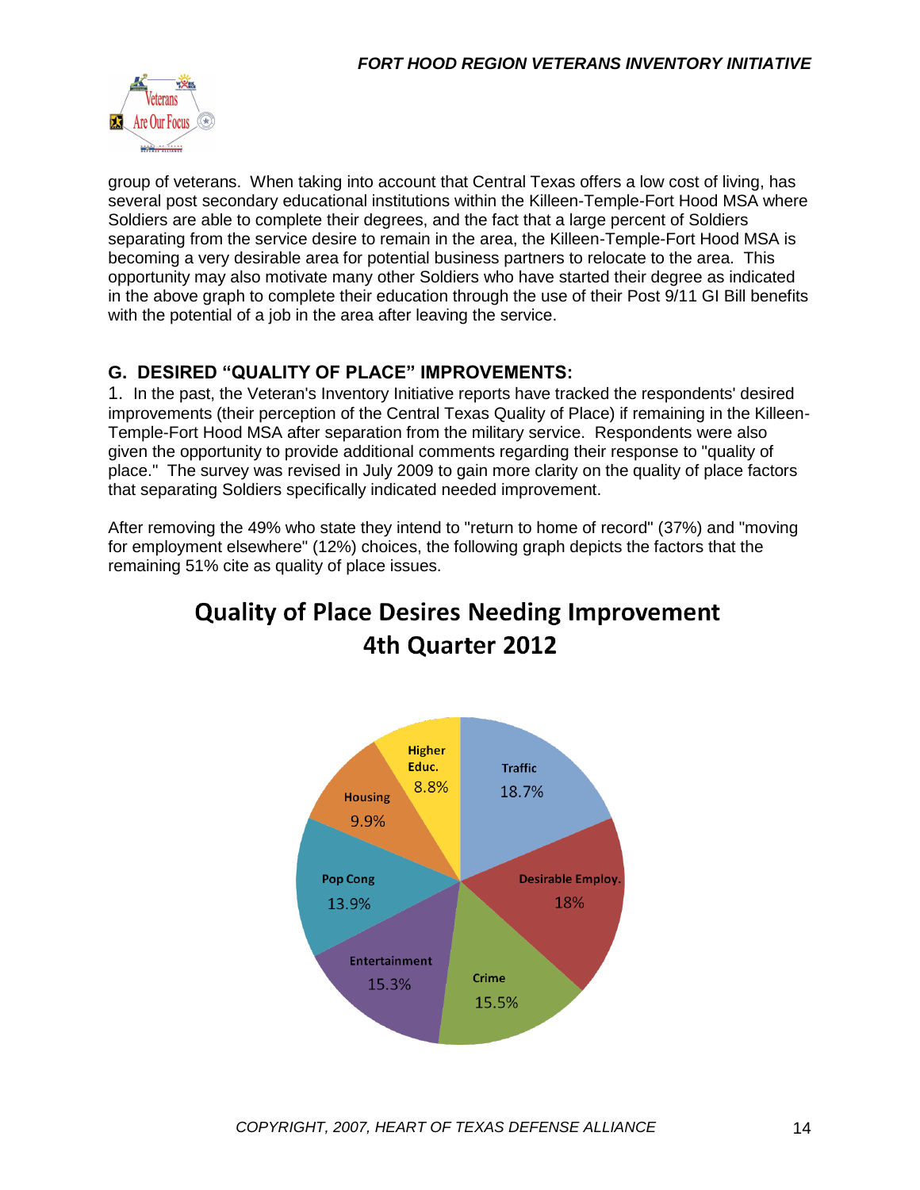group of veterans. When taking into account that Central Texas offers a low cost of living, has several post secondary educational institutions within the Killeen-Temple-Fort Hood MSA where Soldiers are able to complete their degrees, and the fact that a large percent of Soldiers separating from the service desire to remain in the area, the Killeen-Temple-Fort Hood MSA is becoming a very desirable area for potential business partners to relocate to the area. This opportunity may also motivate many other Soldiers who have started their degree as indicated in the above graph to complete their education through the use of their Post 9/11 GI Bill benefits with the potential of a job in the area after leaving the service.

## G. DESIRED "QUALITY OF PLACE" IMPROVEMENTS:

1. In the past, the Veteran's Inventory Initiative reports have tracked the respondents' desired improvements (their perception of the Central Texas Quality of Place) if remaining in the Killeen-Temple-Fort Hood MSA after separation from the military service. Respondents were also given the opportunity to provide additional comments regarding their response to "quality of place." The survey was revised in July 2009 to gain more clarity on the quality of place factors that separating Soldiers specifically indicated needed improvement.

After removing the 49% who state they intend to "return to home of record" (37%) and "moving for employment elsewhere" (12%) choices, the following graph depicts the factors that the remaining 51% cite as quality of place issues.

**Quality of Place Desires Needing Improvement**
**4th Quarter 2012**

| Factor | Percent |
|---|---|
| Traffic | 18.7% |
| Desirable Employ. | 18% |
| Crime | 15.5% |
| Entertainment | 15.3% |
| Pop Cong | 13.9% |
| Housing | 9.9% |
| Higher Educ. | 8.8% |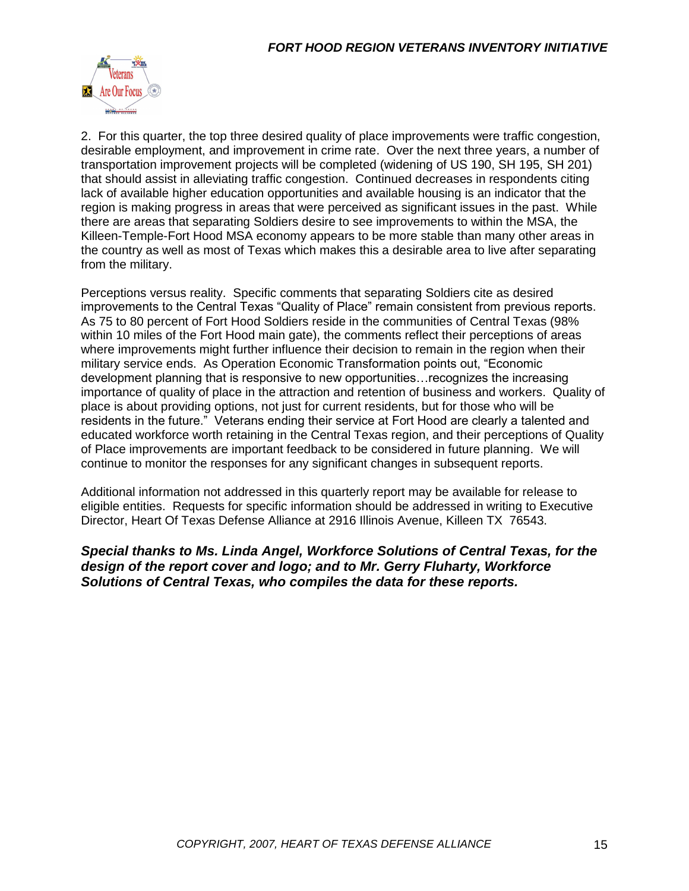2. For this quarter, the top three desired quality of place improvements were traffic congestion, desirable employment, and improvement in crime rate. Over the next three years, a number of transportation improvement projects will be completed (widening of US 190, SH 195, SH 201) that should assist in alleviating traffic congestion. Continued decreases in respondents citing lack of available higher education opportunities and available housing is an indicator that the region is making progress in areas that were perceived as significant issues in the past. While there are areas that separating Soldiers desire to see improvements to within the MSA, the Killeen-Temple-Fort Hood MSA economy appears to be more stable than many other areas in the country as well as most of Texas which makes this a desirable area to live after separating from the military.

Perceptions versus reality. Specific comments that separating Soldiers cite as desired improvements to the Central Texas "Quality of Place" remain consistent from previous reports. As 75 to 80 percent of Fort Hood Soldiers reside in the communities of Central Texas (98% within 10 miles of the Fort Hood main gate), the comments reflect their perceptions of areas where improvements might further influence their decision to remain in the region when their military service ends. As Operation Economic Transformation points out, "Economic development planning that is responsive to new opportunities…recognizes the increasing importance of quality of place in the attraction and retention of business and workers. Quality of place is about providing options, not just for current residents, but for those who will be residents in the future." Veterans ending their service at Fort Hood are clearly a talented and educated workforce worth retaining in the Central Texas region, and their perceptions of Quality of Place improvements are important feedback to be considered in future planning. We will continue to monitor the responses for any significant changes in subsequent reports.

Additional information not addressed in this quarterly report may be available for release to eligible entities. Requests for specific information should be addressed in writing to Executive Director, Heart Of Texas Defense Alliance at 2916 Illinois Avenue, Killeen TX 76543.

***Special thanks to Ms. Linda Angel, Workforce Solutions of Central Texas, for the design of the report cover and logo; and to Mr. Gerry Fluharty, Workforce Solutions of Central Texas, who compiles the data for these reports.***